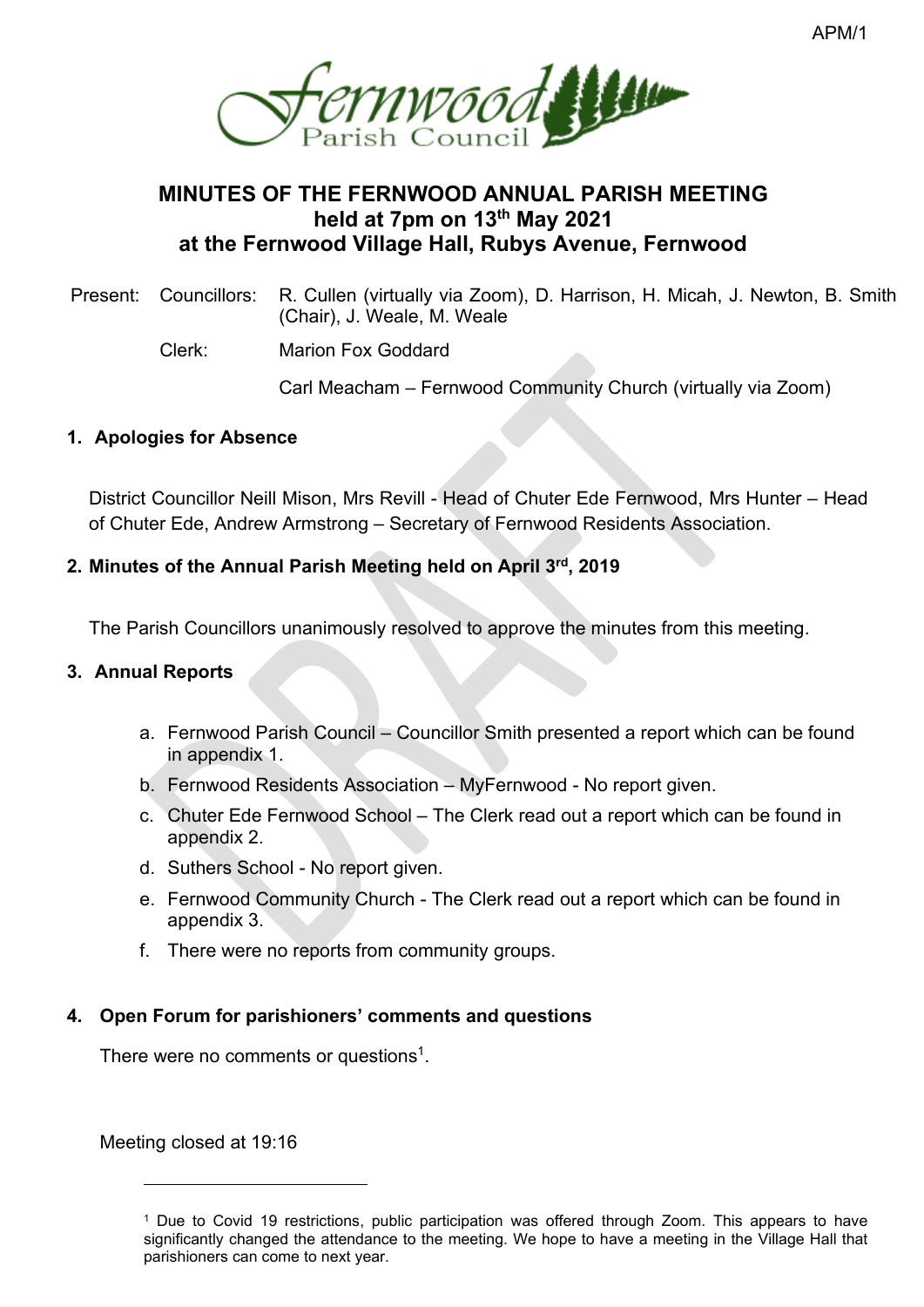# MINUTES OF THE FERNWOOD ANNUAL PARISH MEETING held at 7pm on 13th May 2021 at the Fernwood Village Hall, Rubys Avenue, Fernwood

Present: Councillors: R. Cullen (virtually via Zoom), D. Harrison, H. Micah, J. Newton, B. Smith (Chair), J. Weale, M. Weale

Clerk: Marion Fox Goddard

Carl Meacham – Fernwood Community Church (virtually via Zoom)

## 1. Apologies for Absence

District Councillor Neill Mison, Mrs Revill - Head of Chuter Ede Fernwood, Mrs Hunter – Head of Chuter Ede, Andrew Armstrong – Secretary of Fernwood Residents Association.

## 2. Minutes of the Annual Parish Meeting held on April 3rd, 2019

The Parish Councillors unanimously resolved to approve the minutes from this meeting.

## 3. Annual Reports

a. Fernwood Parish Council – Councillor Smith presented a report which can be found in appendix 1.
b. Fernwood Residents Association – MyFernwood - No report given.
c. Chuter Ede Fernwood School – The Clerk read out a report which can be found in appendix 2.
d. Suthers School - No report given.
e. Fernwood Community Church - The Clerk read out a report which can be found in appendix 3.
f. There were no reports from community groups.

## 4. Open Forum for parishioners' comments and questions

There were no comments or questions[1].

Meeting closed at 19:16

---

[1] Due to Covid 19 restrictions, public participation was offered through Zoom. This appears to have significantly changed the attendance to the meeting. We hope to have a meeting in the Village Hall that parishioners can come to next year.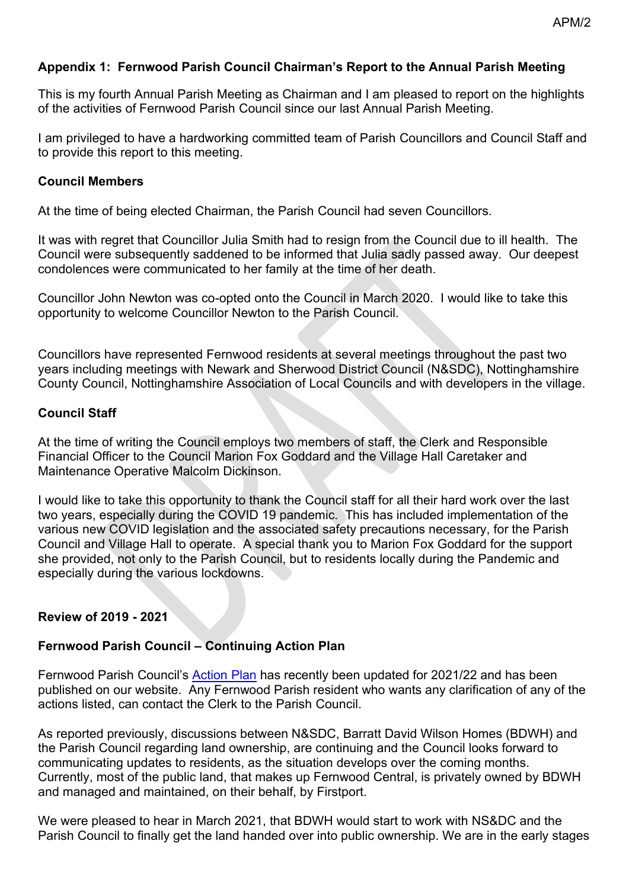## Appendix 1: Fernwood Parish Council Chairman's Report to the Annual Parish Meeting

This is my fourth Annual Parish Meeting as Chairman and I am pleased to report on the highlights of the activities of Fernwood Parish Council since our last Annual Parish Meeting.

I am privileged to have a hardworking committed team of Parish Councillors and Council Staff and to provide this report to this meeting.

### Council Members

At the time of being elected Chairman, the Parish Council had seven Councillors.

It was with regret that Councillor Julia Smith had to resign from the Council due to ill health. The Council were subsequently saddened to be informed that Julia sadly passed away. Our deepest condolences were communicated to her family at the time of her death.

Councillor John Newton was co-opted onto the Council in March 2020. I would like to take this opportunity to welcome Councillor Newton to the Parish Council.

Councillors have represented Fernwood residents at several meetings throughout the past two years including meetings with Newark and Sherwood District Council (N&SDC), Nottinghamshire County Council, Nottinghamshire Association of Local Councils and with developers in the village.

### Council Staff

At the time of writing the Council employs two members of staff, the Clerk and Responsible Financial Officer to the Council Marion Fox Goddard and the Village Hall Caretaker and Maintenance Operative Malcolm Dickinson.

I would like to take this opportunity to thank the Council staff for all their hard work over the last two years, especially during the COVID 19 pandemic. This has included implementation of the various new COVID legislation and the associated safety precautions necessary, for the Parish Council and Village Hall to operate. A special thank you to Marion Fox Goddard for the support she provided, not only to the Parish Council, but to residents locally during the Pandemic and especially during the various lockdowns.

### Review of 2019 - 2021

### Fernwood Parish Council – Continuing Action Plan

Fernwood Parish Council's Action Plan has recently been updated for 2021/22 and has been published on our website. Any Fernwood Parish resident who wants any clarification of any of the actions listed, can contact the Clerk to the Parish Council.

As reported previously, discussions between N&SDC, Barratt David Wilson Homes (BDWH) and the Parish Council regarding land ownership, are continuing and the Council looks forward to communicating updates to residents, as the situation develops over the coming months. Currently, most of the public land, that makes up Fernwood Central, is privately owned by BDWH and managed and maintained, on their behalf, by Firstport.

We were pleased to hear in March 2021, that BDWH would start to work with NS&DC and the Parish Council to finally get the land handed over into public ownership. We are in the early stages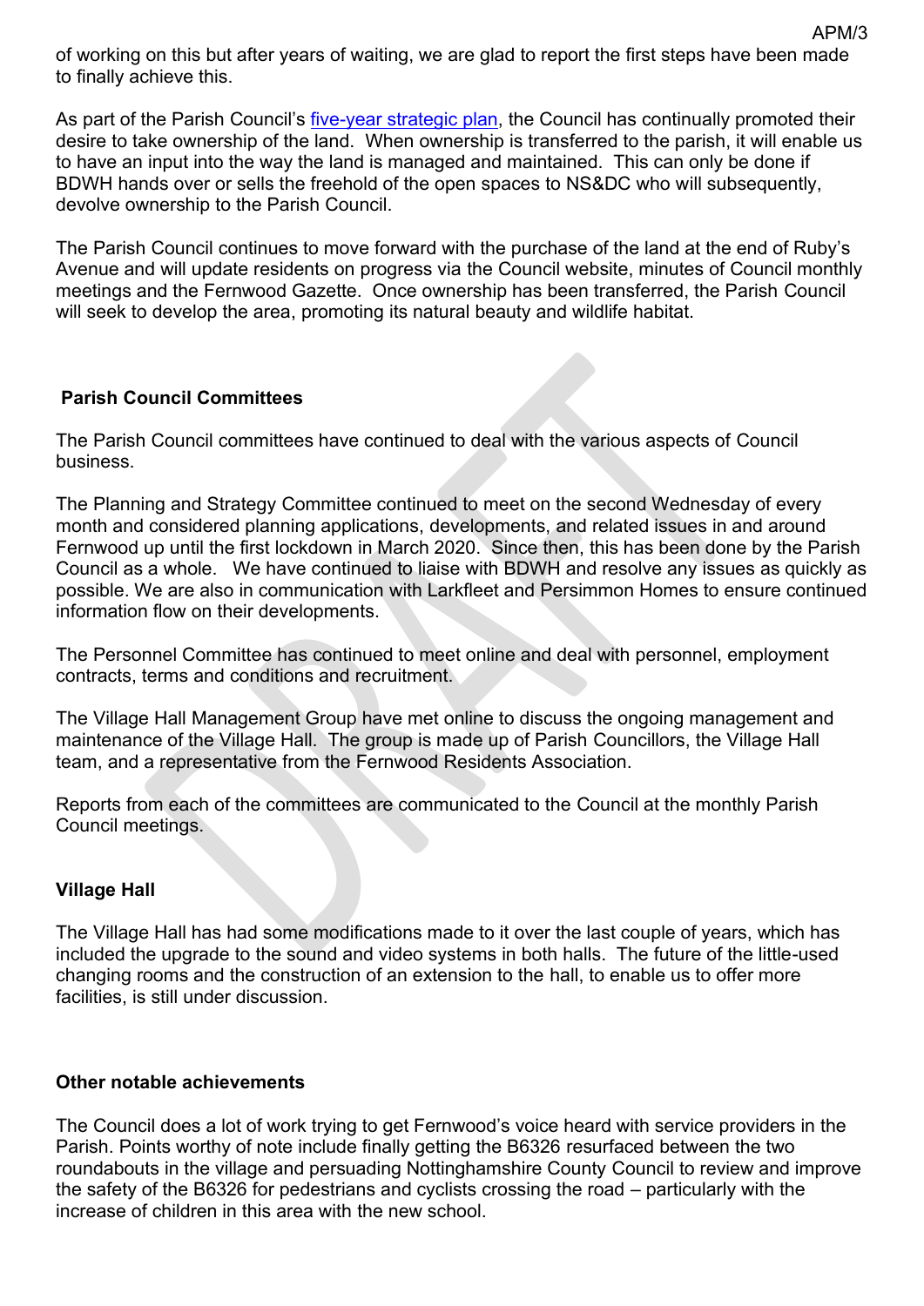of working on this but after years of waiting, we are glad to report the first steps have been made to finally achieve this.

As part of the Parish Council's five-year strategic plan, the Council has continually promoted their desire to take ownership of the land. When ownership is transferred to the parish, it will enable us to have an input into the way the land is managed and maintained. This can only be done if BDWH hands over or sells the freehold of the open spaces to NS&DC who will subsequently, devolve ownership to the Parish Council.

The Parish Council continues to move forward with the purchase of the land at the end of Ruby's Avenue and will update residents on progress via the Council website, minutes of Council monthly meetings and the Fernwood Gazette. Once ownership has been transferred, the Parish Council will seek to develop the area, promoting its natural beauty and wildlife habitat.

**Parish Council Committees**

The Parish Council committees have continued to deal with the various aspects of Council business.

The Planning and Strategy Committee continued to meet on the second Wednesday of every month and considered planning applications, developments, and related issues in and around Fernwood up until the first lockdown in March 2020. Since then, this has been done by the Parish Council as a whole. We have continued to liaise with BDWH and resolve any issues as quickly as possible. We are also in communication with Larkfleet and Persimmon Homes to ensure continued information flow on their developments.

The Personnel Committee has continued to meet online and deal with personnel, employment contracts, terms and conditions and recruitment.

The Village Hall Management Group have met online to discuss the ongoing management and maintenance of the Village Hall. The group is made up of Parish Councillors, the Village Hall team, and a representative from the Fernwood Residents Association.

Reports from each of the committees are communicated to the Council at the monthly Parish Council meetings.

**Village Hall**

The Village Hall has had some modifications made to it over the last couple of years, which has included the upgrade to the sound and video systems in both halls. The future of the little-used changing rooms and the construction of an extension to the hall, to enable us to offer more facilities, is still under discussion.

**Other notable achievements**

The Council does a lot of work trying to get Fernwood's voice heard with service providers in the Parish. Points worthy of note include finally getting the B6326 resurfaced between the two roundabouts in the village and persuading Nottinghamshire County Council to review and improve the safety of the B6326 for pedestrians and cyclists crossing the road – particularly with the increase of children in this area with the new school.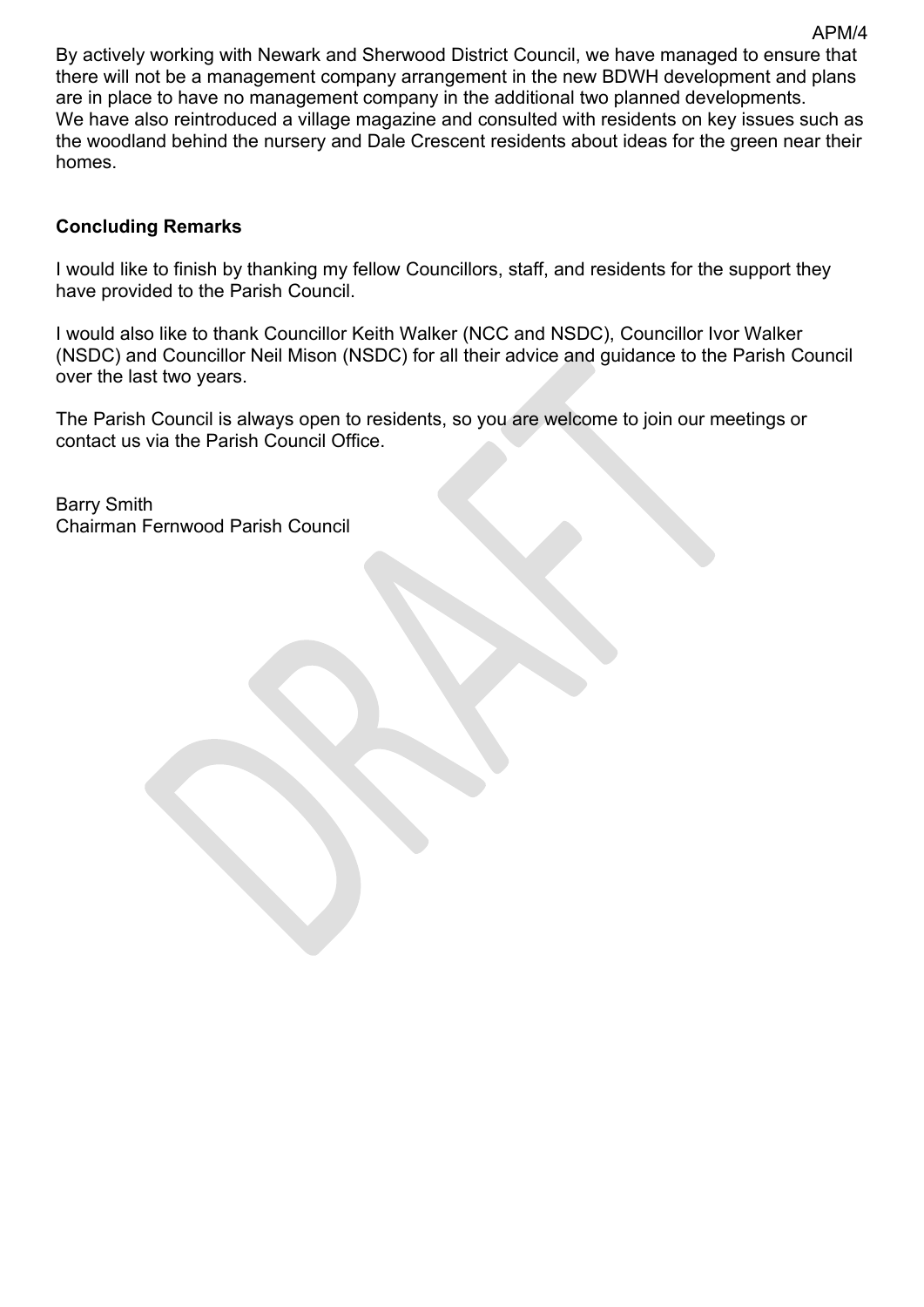By actively working with Newark and Sherwood District Council, we have managed to ensure that there will not be a management company arrangement in the new BDWH development and plans are in place to have no management company in the additional two planned developments.
We have also reintroduced a village magazine and consulted with residents on key issues such as the woodland behind the nursery and Dale Crescent residents about ideas for the green near their homes.

**Concluding Remarks**

I would like to finish by thanking my fellow Councillors, staff, and residents for the support they have provided to the Parish Council.

I would also like to thank Councillor Keith Walker (NCC and NSDC), Councillor Ivor Walker (NSDC) and Councillor Neil Mison (NSDC) for all their advice and guidance to the Parish Council over the last two years.

The Parish Council is always open to residents, so you are welcome to join our meetings or contact us via the Parish Council Office.

Barry Smith
Chairman Fernwood Parish Council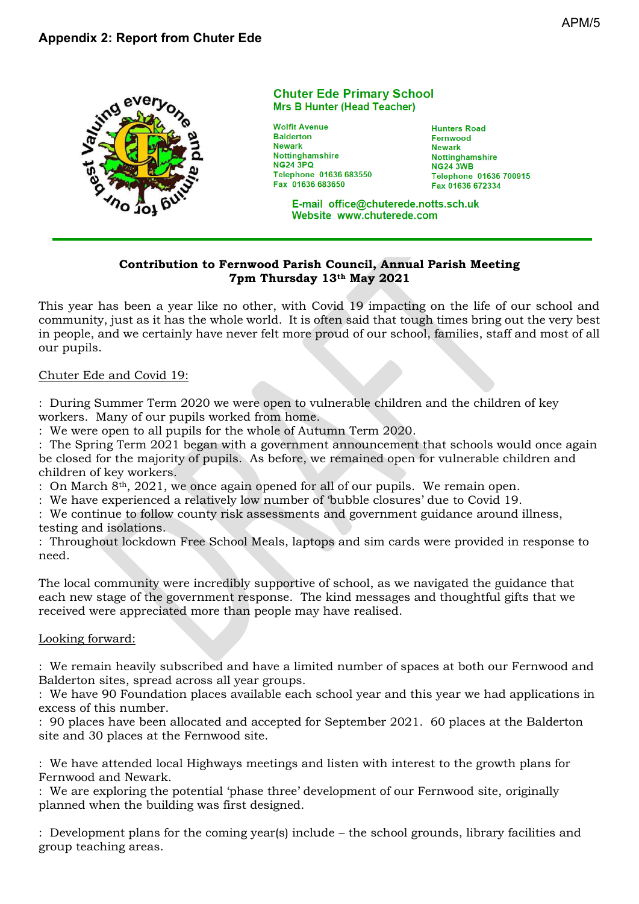## Appendix 2: Report from Chuter Ede

**Chuter Ede Primary School**
**Mrs B Hunter (Head Teacher)**

Wolfit Avenue
Balderton
Newark
Nottinghamshire
NG24 3PQ
Telephone 01636 683550
Fax 01636 683650

Hunters Road
Fernwood
Newark
Nottinghamshire
NG24 3WB
Telephone 01636 700915
Fax 01636 672334

E-mail office@chuterede.notts.sch.uk
Website www.chuterede.com

---

**Contribution to Fernwood Parish Council, Annual Parish Meeting**
**7pm Thursday 13th May 2021**

This year has been a year like no other, with Covid 19 impacting on the life of our school and community, just as it has the whole world. It is often said that tough times bring out the very best in people, and we certainly have never felt more proud of our school, families, staff and most of all our pupils.

Chuter Ede and Covid 19:

: During Summer Term 2020 we were open to vulnerable children and the children of key workers. Many of our pupils worked from home.
: We were open to all pupils for the whole of Autumn Term 2020.
: The Spring Term 2021 began with a government announcement that schools would once again be closed for the majority of pupils. As before, we remained open for vulnerable children and children of key workers.
: On March 8th, 2021, we once again opened for all of our pupils. We remain open.
: We have experienced a relatively low number of 'bubble closures' due to Covid 19.
: We continue to follow county risk assessments and government guidance around illness, testing and isolations.
: Throughout lockdown Free School Meals, laptops and sim cards were provided in response to need.

The local community were incredibly supportive of school, as we navigated the guidance that each new stage of the government response. The kind messages and thoughtful gifts that we received were appreciated more than people may have realised.

Looking forward:

: We remain heavily subscribed and have a limited number of spaces at both our Fernwood and Balderton sites, spread across all year groups.
: We have 90 Foundation places available each school year and this year we had applications in excess of this number.
: 90 places have been allocated and accepted for September 2021. 60 places at the Balderton site and 30 places at the Fernwood site.

: We have attended local Highways meetings and listen with interest to the growth plans for Fernwood and Newark.
: We are exploring the potential 'phase three' development of our Fernwood site, originally planned when the building was first designed.

: Development plans for the coming year(s) include – the school grounds, library facilities and group teaching areas.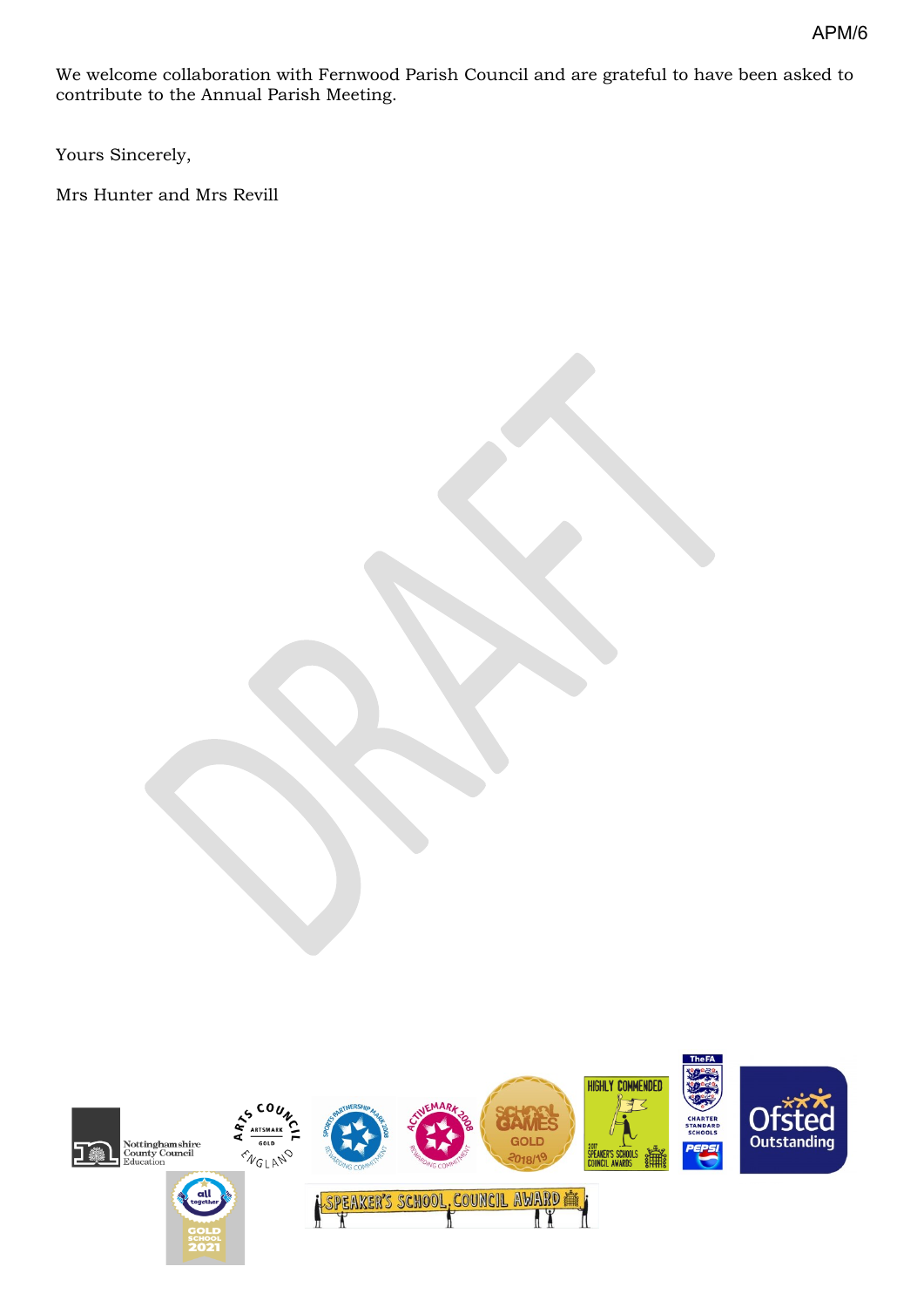We welcome collaboration with Fernwood Parish Council and are grateful to have been asked to contribute to the Annual Parish Meeting.

Yours Sincerely,

Mrs Hunter and Mrs Revill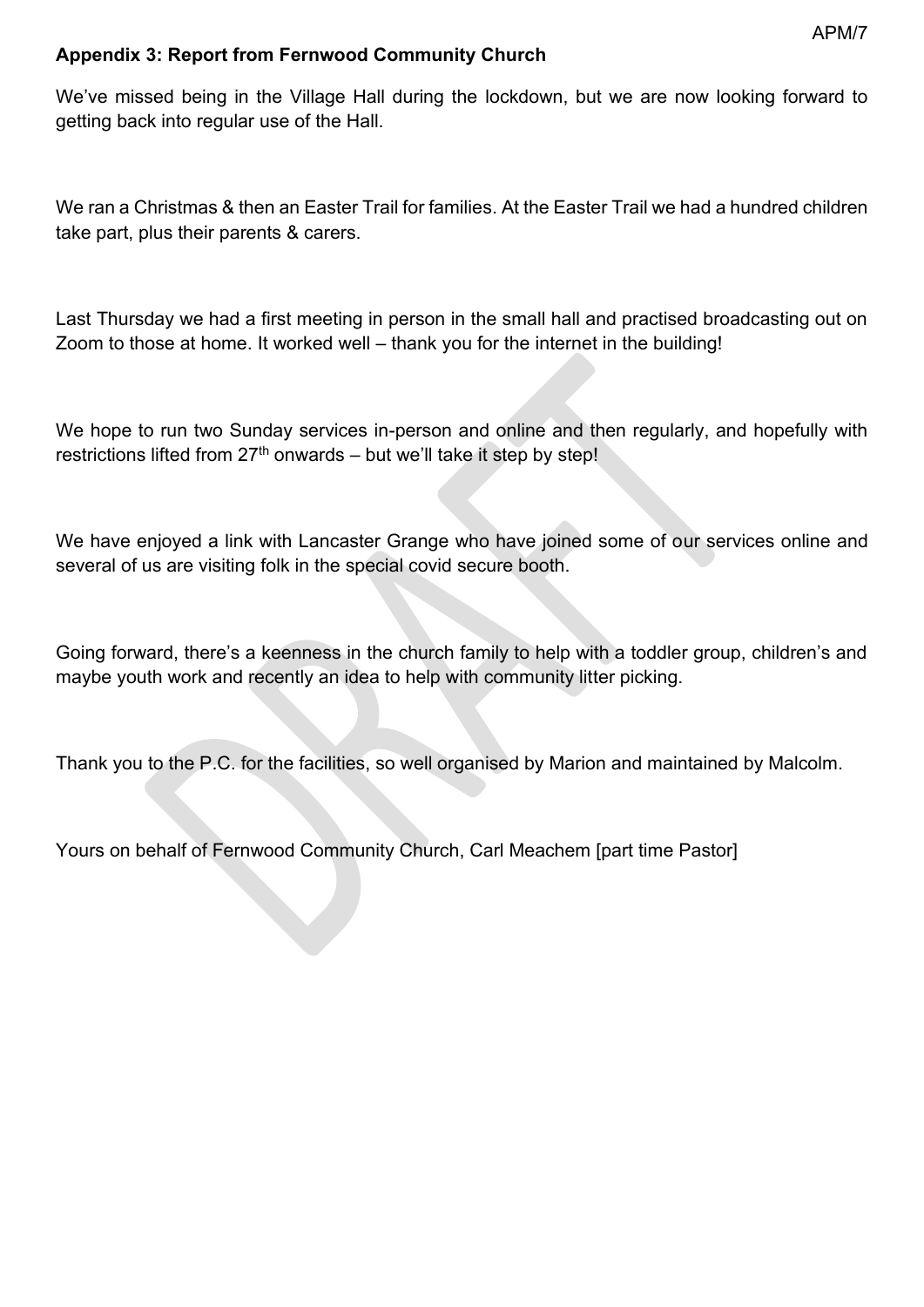**Appendix 3: Report from Fernwood Community Church**

We've missed being in the Village Hall during the lockdown, but we are now looking forward to getting back into regular use of the Hall.

We ran a Christmas & then an Easter Trail for families. At the Easter Trail we had a hundred children take part, plus their parents & carers.

Last Thursday we had a first meeting in person in the small hall and practised broadcasting out on Zoom to those at home. It worked well – thank you for the internet in the building!

We hope to run two Sunday services in-person and online and then regularly, and hopefully with restrictions lifted from 27th onwards – but we'll take it step by step!

We have enjoyed a link with Lancaster Grange who have joined some of our services online and several of us are visiting folk in the special covid secure booth.

Going forward, there's a keenness in the church family to help with a toddler group, children's and maybe youth work and recently an idea to help with community litter picking.

Thank you to the P.C. for the facilities, so well organised by Marion and maintained by Malcolm.

Yours on behalf of Fernwood Community Church, Carl Meachem [part time Pastor]